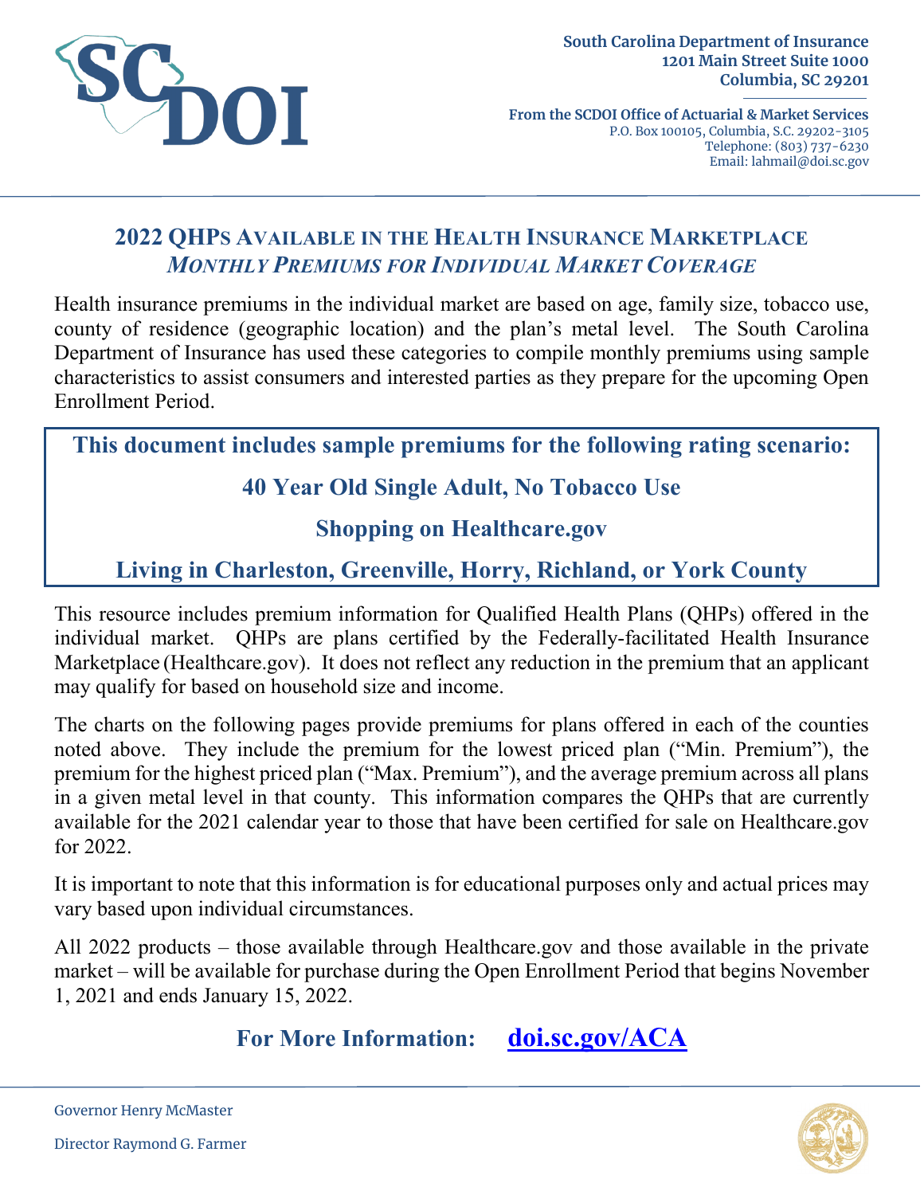South Carolina Department of Insurance
1201 Main Street Suite 1000
Columbia, SC 29201

From the SCDOI Office of Actuarial & Market Services
P.O. Box 100105, Columbia, S.C. 29202-3105
Telephone: (803) 737-6230
Email: lahmail@doi.sc.gov

# 2022 QHPs Available in the Health Insurance Marketplace

## *Monthly Premiums for Individual Market Coverage*

Health insurance premiums in the individual market are based on age, family size, tobacco use, county of residence (geographic location) and the plan's metal level. The South Carolina Department of Insurance has used these categories to compile monthly premiums using sample characteristics to assist consumers and interested parties as they prepare for the upcoming Open Enrollment Period.

**This document includes sample premiums for the following rating scenario:**

**40 Year Old Single Adult, No Tobacco Use**

**Shopping on Healthcare.gov**

**Living in Charleston, Greenville, Horry, Richland, or York County**

This resource includes premium information for Qualified Health Plans (QHPs) offered in the individual market. QHPs are plans certified by the Federally-facilitated Health Insurance Marketplace (Healthcare.gov). It does not reflect any reduction in the premium that an applicant may qualify for based on household size and income.

The charts on the following pages provide premiums for plans offered in each of the counties noted above. They include the premium for the lowest priced plan ("Min. Premium"), the premium for the highest priced plan ("Max. Premium"), and the average premium across all plans in a given metal level in that county. This information compares the QHPs that are currently available for the 2021 calendar year to those that have been certified for sale on Healthcare.gov for 2022.

It is important to note that this information is for educational purposes only and actual prices may vary based upon individual circumstances.

All 2022 products – those available through Healthcare.gov and those available in the private market – will be available for purchase during the Open Enrollment Period that begins November 1, 2021 and ends January 15, 2022.

**For More Information: doi.sc.gov/ACA**

Governor Henry McMaster

Director Raymond G. Farmer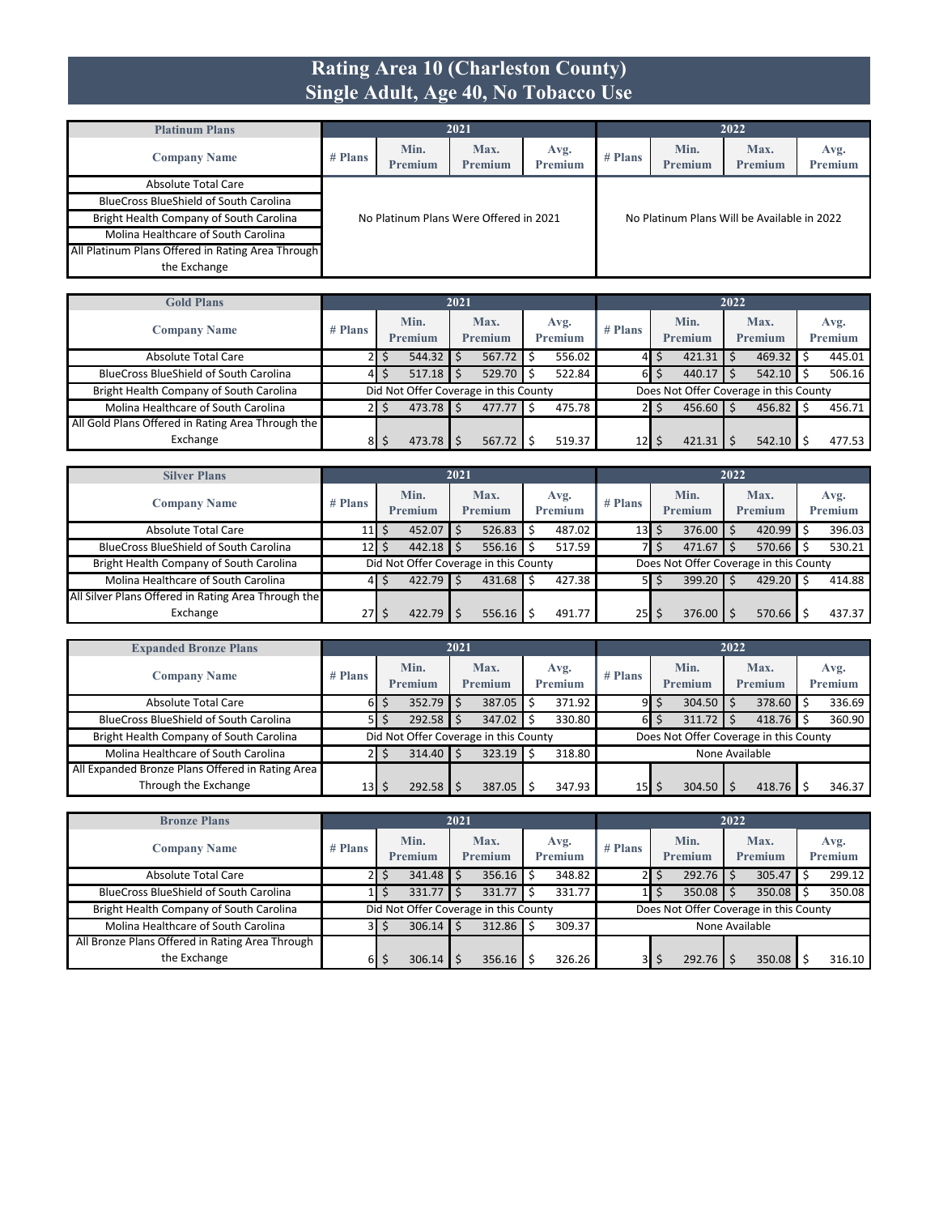# Rating Area 10 (Charleston County)
## Single Adult, Age 40, No Tobacco Use

| Platinum Plans | 2021 | | | | 2022 | | | |
|---|---|---|---|---|---|---|---|---|
| Company Name | # Plans | Min. Premium | Max. Premium | Avg. Premium | # Plans | Min. Premium | Max. Premium | Avg. Premium |
| Absolute Total Care | No Platinum Plans Were Offered in 2021 | | | | No Platinum Plans Will be Available in 2022 | | | |
| BlueCross BlueShield of South Carolina | | | | | | | | |
| Bright Health Company of South Carolina | | | | | | | | |
| Molina Healthcare of South Carolina | | | | | | | | |
| All Platinum Plans Offered in Rating Area Through the Exchange | | | | | | | | |

| Gold Plans | 2021 | | | | 2022 | | | |
|---|---|---|---|---|---|---|---|---|
| Company Name | # Plans | Min. Premium | Max. Premium | Avg. Premium | # Plans | Min. Premium | Max. Premium | Avg. Premium |
| Absolute Total Care | 2 | $ 544.32 | $ 567.72 | $ 556.02 | 4 | $ 421.31 | $ 469.32 | $ 445.01 |
| BlueCross BlueShield of South Carolina | 4 | $ 517.18 | $ 529.70 | $ 522.84 | 6 | $ 440.17 | $ 542.10 | $ 506.16 |
| Bright Health Company of South Carolina | Did Not Offer Coverage in this County | | | | Does Not Offer Coverage in this County | | | |
| Molina Healthcare of South Carolina | 2 | $ 473.78 | $ 477.77 | $ 475.78 | 2 | $ 456.60 | $ 456.82 | $ 456.71 |
| All Gold Plans Offered in Rating Area Through the Exchange | 8 | $ 473.78 | $ 567.72 | $ 519.37 | 12 | $ 421.31 | $ 542.10 | $ 477.53 |

| Silver Plans | 2021 | | | | 2022 | | | |
|---|---|---|---|---|---|---|---|---|
| Company Name | # Plans | Min. Premium | Max. Premium | Avg. Premium | # Plans | Min. Premium | Max. Premium | Avg. Premium |
| Absolute Total Care | 11 | $ 452.07 | $ 526.83 | $ 487.02 | 13 | $ 376.00 | $ 420.99 | $ 396.03 |
| BlueCross BlueShield of South Carolina | 12 | $ 442.18 | $ 556.16 | $ 517.59 | 7 | $ 471.67 | $ 570.66 | $ 530.21 |
| Bright Health Company of South Carolina | Did Not Offer Coverage in this County | | | | Does Not Offer Coverage in this County | | | |
| Molina Healthcare of South Carolina | 4 | $ 422.79 | $ 431.68 | $ 427.38 | 5 | $ 399.20 | $ 429.20 | $ 414.88 |
| All Silver Plans Offered in Rating Area Through the Exchange | 27 | $ 422.79 | $ 556.16 | $ 491.77 | 25 | $ 376.00 | $ 570.66 | $ 437.37 |

| Expanded Bronze Plans | 2021 | | | | 2022 | | | |
|---|---|---|---|---|---|---|---|---|
| Company Name | # Plans | Min. Premium | Max. Premium | Avg. Premium | # Plans | Min. Premium | Max. Premium | Avg. Premium |
| Absolute Total Care | 6 | $ 352.79 | $ 387.05 | $ 371.92 | 9 | $ 304.50 | $ 378.60 | $ 336.69 |
| BlueCross BlueShield of South Carolina | 5 | $ 292.58 | $ 347.02 | $ 330.80 | 6 | $ 311.72 | $ 418.76 | $ 360.90 |
| Bright Health Company of South Carolina | Did Not Offer Coverage in this County | | | | Does Not Offer Coverage in this County | | | |
| Molina Healthcare of South Carolina | 2 | $ 314.40 | $ 323.19 | $ 318.80 | None Available | | | |
| All Expanded Bronze Plans Offered in Rating Area Through the Exchange | 13 | $ 292.58 | $ 387.05 | $ 347.93 | 15 | $ 304.50 | $ 418.76 | $ 346.37 |

| Bronze Plans | 2021 | | | | 2022 | | | |
|---|---|---|---|---|---|---|---|---|
| Company Name | # Plans | Min. Premium | Max. Premium | Avg. Premium | # Plans | Min. Premium | Max. Premium | Avg. Premium |
| Absolute Total Care | 2 | $ 341.48 | $ 356.16 | $ 348.82 | 2 | $ 292.76 | $ 305.47 | $ 299.12 |
| BlueCross BlueShield of South Carolina | 1 | $ 331.77 | $ 331.77 | $ 331.77 | 1 | $ 350.08 | $ 350.08 | $ 350.08 |
| Bright Health Company of South Carolina | Did Not Offer Coverage in this County | | | | Does Not Offer Coverage in this County | | | |
| Molina Healthcare of South Carolina | 3 | $ 306.14 | $ 312.86 | $ 309.37 | None Available | | | |
| All Bronze Plans Offered in Rating Area Through the Exchange | 6 | $ 306.14 | $ 356.16 | $ 326.26 | 3 | $ 292.76 | $ 350.08 | $ 316.10 |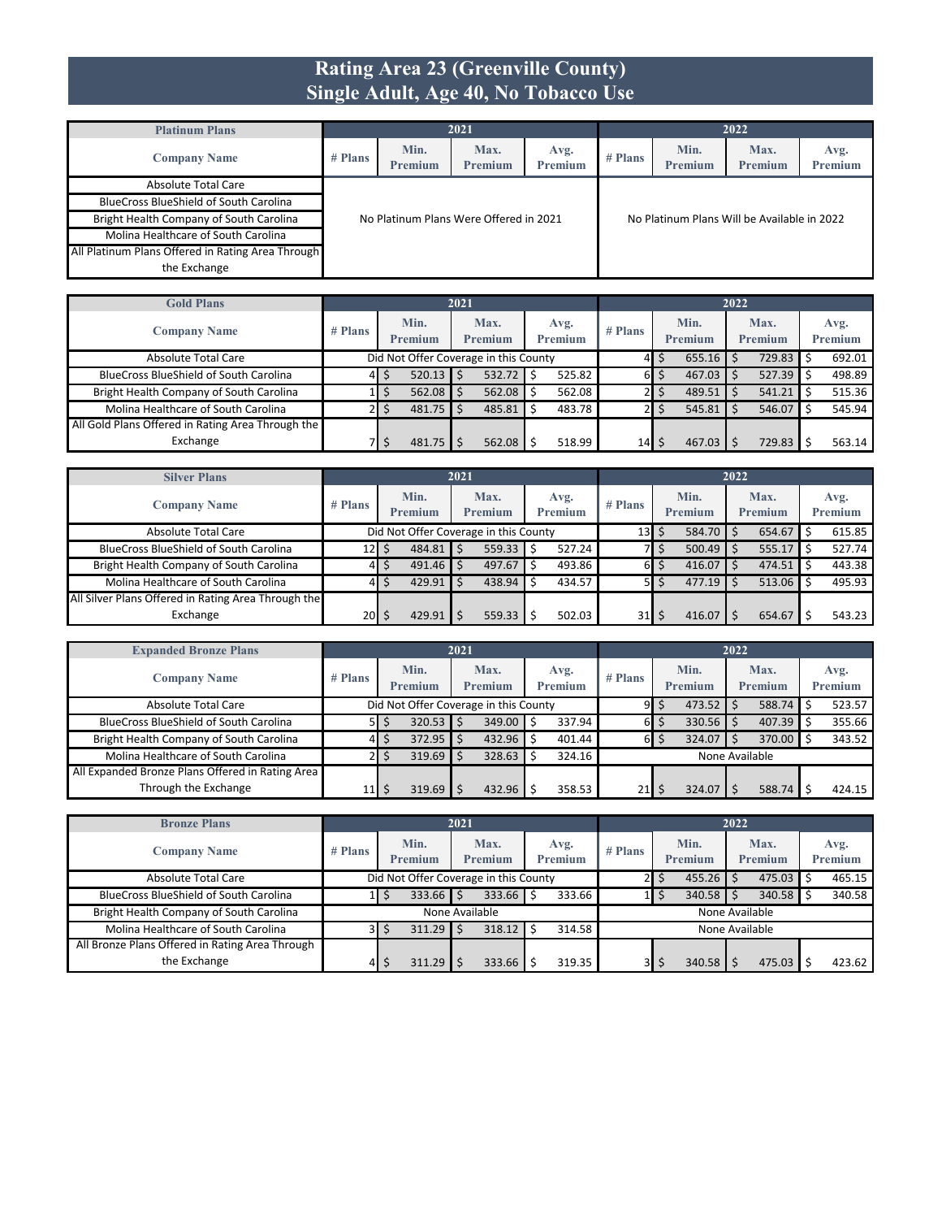# Rating Area 23 (Greenville County)
# Single Adult, Age 40, No Tobacco Use

| Platinum Plans | 2021 | | | | 2022 | | | |
|---|---|---|---|---|---|---|---|---|
| Company Name | # Plans | Min. Premium | Max. Premium | Avg. Premium | # Plans | Min. Premium | Max. Premium | Avg. Premium |
| Absolute Total Care | No Platinum Plans Were Offered in 2021 | | | | No Platinum Plans Will be Available in 2022 | | | |
| BlueCross BlueShield of South Carolina | | | | | | | | |
| Bright Health Company of South Carolina | | | | | | | | |
| Molina Healthcare of South Carolina | | | | | | | | |
| All Platinum Plans Offered in Rating Area Through the Exchange | | | | | | | | |

| Gold Plans | 2021 | | | | 2022 | | | |
|---|---|---|---|---|---|---|---|---|
| Company Name | # Plans | Min. Premium | Max. Premium | Avg. Premium | # Plans | Min. Premium | Max. Premium | Avg. Premium |
| Absolute Total Care | Did Not Offer Coverage in this County | | | | 4 | $ 655.16 | $ 729.83 | $ 692.01 |
| BlueCross BlueShield of South Carolina | 4 | $ 520.13 | $ 532.72 | $ 525.82 | 6 | $ 467.03 | $ 527.39 | $ 498.89 |
| Bright Health Company of South Carolina | 1 | $ 562.08 | $ 562.08 | $ 562.08 | 2 | $ 489.51 | $ 541.21 | $ 515.36 |
| Molina Healthcare of South Carolina | 2 | $ 481.75 | $ 485.81 | $ 483.78 | 2 | $ 545.81 | $ 546.07 | $ 545.94 |
| All Gold Plans Offered in Rating Area Through the Exchange | 7 | $ 481.75 | $ 562.08 | $ 518.99 | 14 | $ 467.03 | $ 729.83 | $ 563.14 |

| Silver Plans | 2021 | | | | 2022 | | | |
|---|---|---|---|---|---|---|---|---|
| Company Name | # Plans | Min. Premium | Max. Premium | Avg. Premium | # Plans | Min. Premium | Max. Premium | Avg. Premium |
| Absolute Total Care | Did Not Offer Coverage in this County | | | | 13 | $ 584.70 | $ 654.67 | $ 615.85 |
| BlueCross BlueShield of South Carolina | 12 | $ 484.81 | $ 559.33 | $ 527.24 | 7 | $ 500.49 | $ 555.17 | $ 527.74 |
| Bright Health Company of South Carolina | 4 | $ 491.46 | $ 497.67 | $ 493.86 | 6 | $ 416.07 | $ 474.51 | $ 443.38 |
| Molina Healthcare of South Carolina | 4 | $ 429.91 | $ 438.94 | $ 434.57 | 5 | $ 477.19 | $ 513.06 | $ 495.93 |
| All Silver Plans Offered in Rating Area Through the Exchange | 20 | $ 429.91 | $ 559.33 | $ 502.03 | 31 | $ 416.07 | $ 654.67 | $ 543.23 |

| Expanded Bronze Plans | 2021 | | | | 2022 | | | |
|---|---|---|---|---|---|---|---|---|
| Company Name | # Plans | Min. Premium | Max. Premium | Avg. Premium | # Plans | Min. Premium | Max. Premium | Avg. Premium |
| Absolute Total Care | Did Not Offer Coverage in this County | | | | 9 | $ 473.52 | $ 588.74 | $ 523.57 |
| BlueCross BlueShield of South Carolina | 5 | $ 320.53 | $ 349.00 | $ 337.94 | 6 | $ 330.56 | $ 407.39 | $ 355.66 |
| Bright Health Company of South Carolina | 4 | $ 372.95 | $ 432.96 | $ 401.44 | 6 | $ 324.07 | $ 370.00 | $ 343.52 |
| Molina Healthcare of South Carolina | 2 | $ 319.69 | $ 328.63 | $ 324.16 | None Available | | | |
| All Expanded Bronze Plans Offered in Rating Area Through the Exchange | 11 | $ 319.69 | $ 432.96 | $ 358.53 | 21 | $ 324.07 | $ 588.74 | $ 424.15 |

| Bronze Plans | 2021 | | | | 2022 | | | |
|---|---|---|---|---|---|---|---|---|
| Company Name | # Plans | Min. Premium | Max. Premium | Avg. Premium | # Plans | Min. Premium | Max. Premium | Avg. Premium |
| Absolute Total Care | Did Not Offer Coverage in this County | | | | 2 | $ 455.26 | $ 475.03 | $ 465.15 |
| BlueCross BlueShield of South Carolina | 1 | $ 333.66 | $ 333.66 | $ 333.66 | 1 | $ 340.58 | $ 340.58 | $ 340.58 |
| Bright Health Company of South Carolina | None Available | | | | None Available | | | |
| Molina Healthcare of South Carolina | 3 | $ 311.29 | $ 318.12 | $ 314.58 | None Available | | | |
| All Bronze Plans Offered in Rating Area Through the Exchange | 4 | $ 311.29 | $ 333.66 | $ 319.35 | 3 | $ 340.58 | $ 475.03 | $ 423.62 |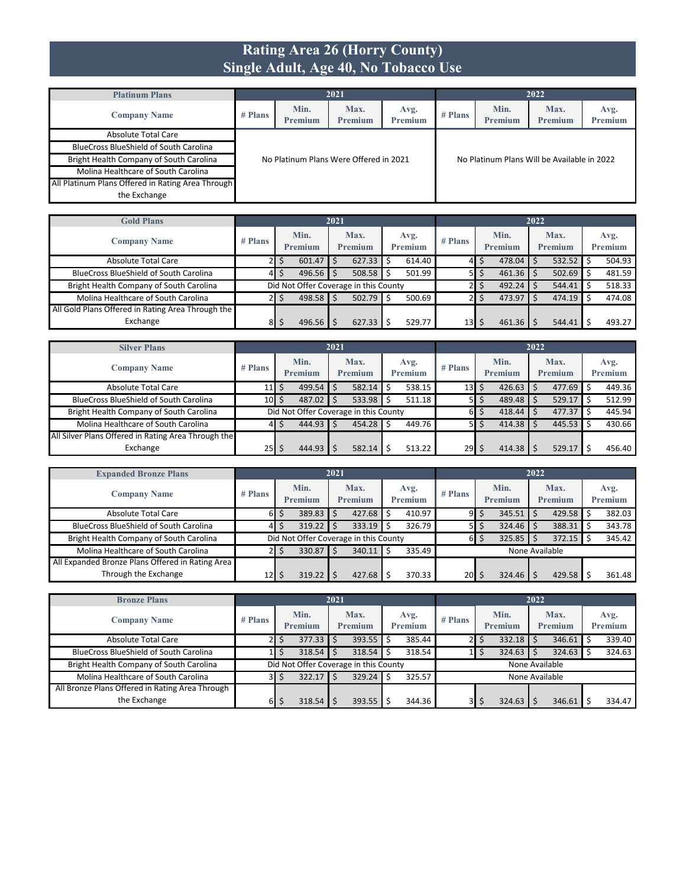# Rating Area 26 (Horry County)
## Single Adult, Age 40, No Tobacco Use

| Platinum Plans | 2021 | | | | 2022 | | | |
|---|---|---|---|---|---|---|---|---|
| Company Name | # Plans | Min. Premium | Max. Premium | Avg. Premium | # Plans | Min. Premium | Max. Premium | Avg. Premium |
| Absolute Total Care | No Platinum Plans Were Offered in 2021 | | | | No Platinum Plans Will be Available in 2022 | | | |
| BlueCross BlueShield of South Carolina | | | | | | | | |
| Bright Health Company of South Carolina | | | | | | | | |
| Molina Healthcare of South Carolina | | | | | | | | |
| All Platinum Plans Offered in Rating Area Through the Exchange | | | | | | | | |

| Gold Plans | 2021 | | | | 2022 | | | |
|---|---|---|---|---|---|---|---|---|
| Company Name | # Plans | Min. Premium | Max. Premium | Avg. Premium | # Plans | Min. Premium | Max. Premium | Avg. Premium |
| Absolute Total Care | 2 | $ 601.47 | $ 627.33 | $ 614.40 | 4 | $ 478.04 | $ 532.52 | $ 504.93 |
| BlueCross BlueShield of South Carolina | 4 | $ 496.56 | $ 508.58 | $ 501.99 | 5 | $ 461.36 | $ 502.69 | $ 481.59 |
| Bright Health Company of South Carolina | Did Not Offer Coverage in this County | | | | 2 | $ 492.24 | $ 544.41 | $ 518.33 |
| Molina Healthcare of South Carolina | 2 | $ 498.58 | $ 502.79 | $ 500.69 | 2 | $ 473.97 | $ 474.19 | $ 474.08 |
| All Gold Plans Offered in Rating Area Through the Exchange | 8 | $ 496.56 | $ 627.33 | $ 529.77 | 13 | $ 461.36 | $ 544.41 | $ 493.27 |

| Silver Plans | 2021 | | | | 2022 | | | |
|---|---|---|---|---|---|---|---|---|
| Company Name | # Plans | Min. Premium | Max. Premium | Avg. Premium | # Plans | Min. Premium | Max. Premium | Avg. Premium |
| Absolute Total Care | 11 | $ 499.54 | $ 582.14 | $ 538.15 | 13 | $ 426.63 | $ 477.69 | $ 449.36 |
| BlueCross BlueShield of South Carolina | 10 | $ 487.02 | $ 533.98 | $ 511.18 | 5 | $ 489.48 | $ 529.17 | $ 512.99 |
| Bright Health Company of South Carolina | Did Not Offer Coverage in this County | | | | 6 | $ 418.44 | $ 477.37 | $ 445.94 |
| Molina Healthcare of South Carolina | 4 | $ 444.93 | $ 454.28 | $ 449.76 | 5 | $ 414.38 | $ 445.53 | $ 430.66 |
| All Silver Plans Offered in Rating Area Through the Exchange | 25 | $ 444.93 | $ 582.14 | $ 513.22 | 29 | $ 414.38 | $ 529.17 | $ 456.40 |

| Expanded Bronze Plans | 2021 | | | | 2022 | | | |
|---|---|---|---|---|---|---|---|---|
| Company Name | # Plans | Min. Premium | Max. Premium | Avg. Premium | # Plans | Min. Premium | Max. Premium | Avg. Premium |
| Absolute Total Care | 6 | $ 389.83 | $ 427.68 | $ 410.97 | 9 | $ 345.51 | $ 429.58 | $ 382.03 |
| BlueCross BlueShield of South Carolina | 4 | $ 319.22 | $ 333.19 | $ 326.79 | 5 | $ 324.46 | $ 388.31 | $ 343.78 |
| Bright Health Company of South Carolina | Did Not Offer Coverage in this County | | | | 6 | $ 325.85 | $ 372.15 | $ 345.42 |
| Molina Healthcare of South Carolina | 2 | $ 330.87 | $ 340.11 | $ 335.49 | None Available | | | |
| All Expanded Bronze Plans Offered in Rating Area Through the Exchange | 12 | $ 319.22 | $ 427.68 | $ 370.33 | 20 | $ 324.46 | $ 429.58 | $ 361.48 |

| Bronze Plans | 2021 | | | | 2022 | | | |
|---|---|---|---|---|---|---|---|---|
| Company Name | # Plans | Min. Premium | Max. Premium | Avg. Premium | # Plans | Min. Premium | Max. Premium | Avg. Premium |
| Absolute Total Care | 2 | $ 377.33 | $ 393.55 | $ 385.44 | 2 | $ 332.18 | $ 346.61 | $ 339.40 |
| BlueCross BlueShield of South Carolina | 1 | $ 318.54 | $ 318.54 | $ 318.54 | 1 | $ 324.63 | $ 324.63 | $ 324.63 |
| Bright Health Company of South Carolina | Did Not Offer Coverage in this County | | | | None Available | | | |
| Molina Healthcare of South Carolina | 3 | $ 322.17 | $ 329.24 | $ 325.57 | None Available | | | |
| All Bronze Plans Offered in Rating Area Through the Exchange | 6 | $ 318.54 | $ 393.55 | $ 344.36 | 3 | $ 324.63 | $ 346.61 | $ 334.47 |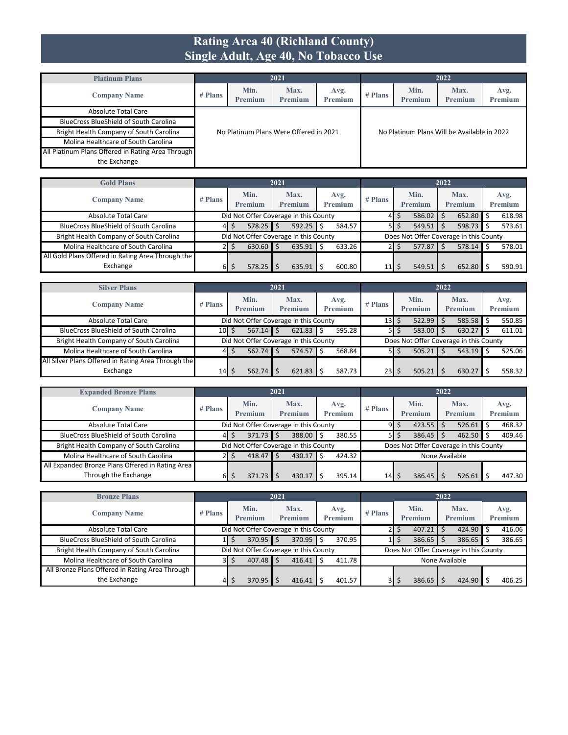# Rating Area 40 (Richland County)
# Single Adult, Age 40, No Tobacco Use

| Platinum Plans | 2021 | | | | 2022 | | | |
|---|---|---|---|---|---|---|---|---|
| Company Name | # Plans | Min. Premium | Max. Premium | Avg. Premium | # Plans | Min. Premium | Max. Premium | Avg. Premium |
| Absolute Total Care | No Platinum Plans Were Offered in 2021 | | | | No Platinum Plans Will be Available in 2022 | | | |
| BlueCross BlueShield of South Carolina | | | | | | | | |
| Bright Health Company of South Carolina | | | | | | | | |
| Molina Healthcare of South Carolina | | | | | | | | |
| All Platinum Plans Offered in Rating Area Through the Exchange | | | | | | | | |

| Gold Plans | 2021 | | | | 2022 | | | |
|---|---|---|---|---|---|---|---|---|
| Company Name | # Plans | Min. Premium | Max. Premium | Avg. Premium | # Plans | Min. Premium | Max. Premium | Avg. Premium |
| Absolute Total Care | Did Not Offer Coverage in this County | | | | 4 | $ 586.02 | $ 652.80 | $ 618.98 |
| BlueCross BlueShield of South Carolina | 4 | $ 578.25 | $ 592.25 | $ 584.57 | 5 | $ 549.51 | $ 598.73 | $ 573.61 |
| Bright Health Company of South Carolina | Did Not Offer Coverage in this County | | | | Does Not Offer Coverage in this County | | | |
| Molina Healthcare of South Carolina | 2 | $ 630.60 | $ 635.91 | $ 633.26 | 2 | $ 577.87 | $ 578.14 | $ 578.01 |
| All Gold Plans Offered in Rating Area Through the Exchange | 6 | $ 578.25 | $ 635.91 | $ 600.80 | 11 | $ 549.51 | $ 652.80 | $ 590.91 |

| Silver Plans | 2021 | | | | 2022 | | | |
|---|---|---|---|---|---|---|---|---|
| Company Name | # Plans | Min. Premium | Max. Premium | Avg. Premium | # Plans | Min. Premium | Max. Premium | Avg. Premium |
| Absolute Total Care | Did Not Offer Coverage in this County | | | | 13 | $ 522.99 | $ 585.58 | $ 550.85 |
| BlueCross BlueShield of South Carolina | 10 | $ 567.14 | $ 621.83 | $ 595.28 | 5 | $ 583.00 | $ 630.27 | $ 611.01 |
| Bright Health Company of South Carolina | Did Not Offer Coverage in this County | | | | Does Not Offer Coverage in this County | | | |
| Molina Healthcare of South Carolina | 4 | $ 562.74 | $ 574.57 | $ 568.84 | 5 | $ 505.21 | $ 543.19 | $ 525.06 |
| All Silver Plans Offered in Rating Area Through the Exchange | 14 | $ 562.74 | $ 621.83 | $ 587.73 | 23 | $ 505.21 | $ 630.27 | $ 558.32 |

| Expanded Bronze Plans | 2021 | | | | 2022 | | | |
|---|---|---|---|---|---|---|---|---|
| Company Name | # Plans | Min. Premium | Max. Premium | Avg. Premium | # Plans | Min. Premium | Max. Premium | Avg. Premium |
| Absolute Total Care | Did Not Offer Coverage in this County | | | | 9 | $ 423.55 | $ 526.61 | $ 468.32 |
| BlueCross BlueShield of South Carolina | 4 | $ 371.73 | $ 388.00 | $ 380.55 | 5 | $ 386.45 | $ 462.50 | $ 409.46 |
| Bright Health Company of South Carolina | Did Not Offer Coverage in this County | | | | Does Not Offer Coverage in this County | | | |
| Molina Healthcare of South Carolina | 2 | $ 418.47 | $ 430.17 | $ 424.32 | None Available | | | |
| All Expanded Bronze Plans Offered in Rating Area Through the Exchange | 6 | $ 371.73 | $ 430.17 | $ 395.14 | 14 | $ 386.45 | $ 526.61 | $ 447.30 |

| Bronze Plans | 2021 | | | | 2022 | | | |
|---|---|---|---|---|---|---|---|---|
| Company Name | # Plans | Min. Premium | Max. Premium | Avg. Premium | # Plans | Min. Premium | Max. Premium | Avg. Premium |
| Absolute Total Care | Did Not Offer Coverage in this County | | | | 2 | $ 407.21 | $ 424.90 | $ 416.06 |
| BlueCross BlueShield of South Carolina | 1 | $ 370.95 | $ 370.95 | $ 370.95 | 1 | $ 386.65 | $ 386.65 | $ 386.65 |
| Bright Health Company of South Carolina | Did Not Offer Coverage in this County | | | | Does Not Offer Coverage in this County | | | |
| Molina Healthcare of South Carolina | 3 | $ 407.48 | $ 416.41 | $ 411.78 | None Available | | | |
| All Bronze Plans Offered in Rating Area Through the Exchange | 4 | $ 370.95 | $ 416.41 | $ 401.57 | 3 | $ 386.65 | $ 424.90 | $ 406.25 |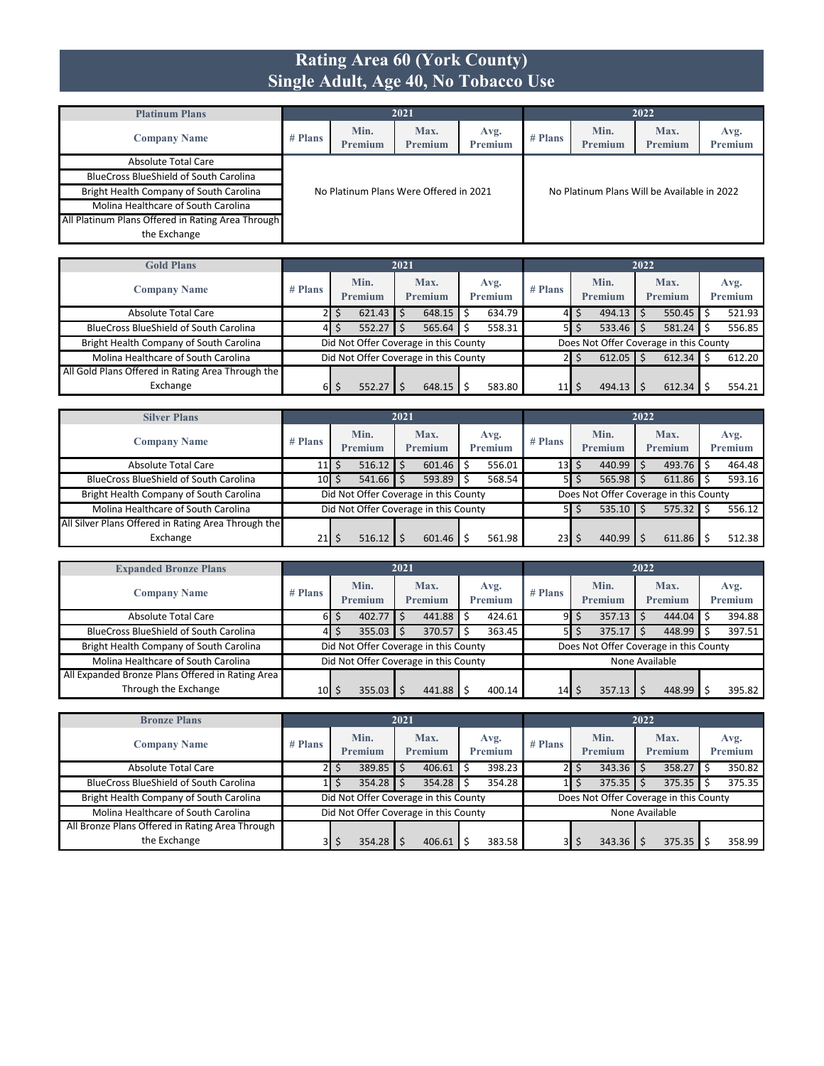# Rating Area 60 (York County)
## Single Adult, Age 40, No Tobacco Use

| Platinum Plans | 2021 | | | | 2022 | | | |
|---|---|---|---|---|---|---|---|---|
| Company Name | # Plans | Min. Premium | Max. Premium | Avg. Premium | # Plans | Min. Premium | Max. Premium | Avg. Premium |
| Absolute Total Care | No Platinum Plans Were Offered in 2021 | | | | No Platinum Plans Will be Available in 2022 | | | |
| BlueCross BlueShield of South Carolina | | | | | | | | |
| Bright Health Company of South Carolina | | | | | | | | |
| Molina Healthcare of South Carolina | | | | | | | | |
| All Platinum Plans Offered in Rating Area Through the Exchange | | | | | | | | |

| Gold Plans | 2021 | | | | 2022 | | | |
|---|---|---|---|---|---|---|---|---|
| Company Name | # Plans | Min. Premium | Max. Premium | Avg. Premium | # Plans | Min. Premium | Max. Premium | Avg. Premium |
| Absolute Total Care | 2 | $ 621.43 | $ 648.15 | $ 634.79 | 4 | $ 494.13 | $ 550.45 | $ 521.93 |
| BlueCross BlueShield of South Carolina | 4 | $ 552.27 | $ 565.64 | $ 558.31 | 5 | $ 533.46 | $ 581.24 | $ 556.85 |
| Bright Health Company of South Carolina | Did Not Offer Coverage in this County | | | | Does Not Offer Coverage in this County | | | |
| Molina Healthcare of South Carolina | Did Not Offer Coverage in this County | | | | 2 | $ 612.05 | $ 612.34 | $ 612.20 |
| All Gold Plans Offered in Rating Area Through the Exchange | 6 | $ 552.27 | $ 648.15 | $ 583.80 | 11 | $ 494.13 | $ 612.34 | $ 554.21 |

| Silver Plans | 2021 | | | | 2022 | | | |
|---|---|---|---|---|---|---|---|---|
| Company Name | # Plans | Min. Premium | Max. Premium | Avg. Premium | # Plans | Min. Premium | Max. Premium | Avg. Premium |
| Absolute Total Care | 11 | $ 516.12 | $ 601.46 | $ 556.01 | 13 | $ 440.99 | $ 493.76 | $ 464.48 |
| BlueCross BlueShield of South Carolina | 10 | $ 541.66 | $ 593.89 | $ 568.54 | 5 | $ 565.98 | $ 611.86 | $ 593.16 |
| Bright Health Company of South Carolina | Did Not Offer Coverage in this County | | | | Does Not Offer Coverage in this County | | | |
| Molina Healthcare of South Carolina | Did Not Offer Coverage in this County | | | | 5 | $ 535.10 | $ 575.32 | $ 556.12 |
| All Silver Plans Offered in Rating Area Through the Exchange | 21 | $ 516.12 | $ 601.46 | $ 561.98 | 23 | $ 440.99 | $ 611.86 | $ 512.38 |

| Expanded Bronze Plans | 2021 | | | | 2022 | | | |
|---|---|---|---|---|---|---|---|---|
| Company Name | # Plans | Min. Premium | Max. Premium | Avg. Premium | # Plans | Min. Premium | Max. Premium | Avg. Premium |
| Absolute Total Care | 6 | $ 402.77 | $ 441.88 | $ 424.61 | 9 | $ 357.13 | $ 444.04 | $ 394.88 |
| BlueCross BlueShield of South Carolina | 4 | $ 355.03 | $ 370.57 | $ 363.45 | 5 | $ 375.17 | $ 448.99 | $ 397.51 |
| Bright Health Company of South Carolina | Did Not Offer Coverage in this County | | | | Does Not Offer Coverage in this County | | | |
| Molina Healthcare of South Carolina | Did Not Offer Coverage in this County | | | | None Available | | | |
| All Expanded Bronze Plans Offered in Rating Area Through the Exchange | 10 | $ 355.03 | $ 441.88 | $ 400.14 | 14 | $ 357.13 | $ 448.99 | $ 395.82 |

| Bronze Plans | 2021 | | | | 2022 | | | |
|---|---|---|---|---|---|---|---|---|
| Company Name | # Plans | Min. Premium | Max. Premium | Avg. Premium | # Plans | Min. Premium | Max. Premium | Avg. Premium |
| Absolute Total Care | 2 | $ 389.85 | $ 406.61 | $ 398.23 | 2 | $ 343.36 | $ 358.27 | $ 350.82 |
| BlueCross BlueShield of South Carolina | 1 | $ 354.28 | $ 354.28 | $ 354.28 | 1 | $ 375.35 | $ 375.35 | $ 375.35 |
| Bright Health Company of South Carolina | Did Not Offer Coverage in this County | | | | Does Not Offer Coverage in this County | | | |
| Molina Healthcare of South Carolina | Did Not Offer Coverage in this County | | | | None Available | | | |
| All Bronze Plans Offered in Rating Area Through the Exchange | 3 | $ 354.28 | $ 406.61 | $ 383.58 | 3 | $ 343.36 | $ 375.35 | $ 358.99 |